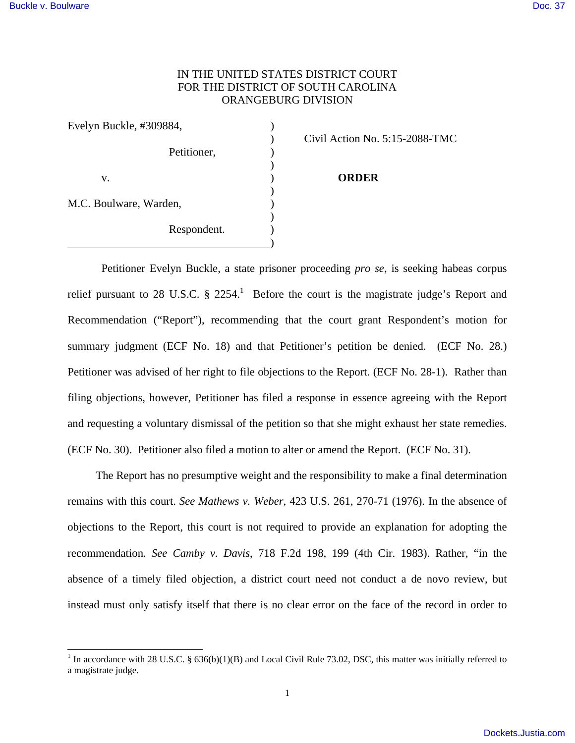IN THE UNITED STATES DISTRICT COURT
FOR THE DISTRICT OF SOUTH CAROLINA
ORANGEBURG DIVISION

| | |
|---|---|
| Evelyn Buckle, #309884, Petitioner, v. M.C. Boulware, Warden, Respondent. | Civil Action No. 5:15-2088-TMC **ORDER** |

Petitioner Evelyn Buckle, a state prisoner proceeding *pro se*, is seeking habeas corpus relief pursuant to 28 U.S.C. § 2254.[1] Before the court is the magistrate judge's Report and Recommendation ("Report"), recommending that the court grant Respondent's motion for summary judgment (ECF No. 18) and that Petitioner's petition be denied. (ECF No. 28.) Petitioner was advised of her right to file objections to the Report. (ECF No. 28-1). Rather than filing objections, however, Petitioner has filed a response in essence agreeing with the Report and requesting a voluntary dismissal of the petition so that she might exhaust her state remedies. (ECF No. 30). Petitioner also filed a motion to alter or amend the Report. (ECF No. 31).

The Report has no presumptive weight and the responsibility to make a final determination remains with this court. *See Mathews v. Weber*, 423 U.S. 261, 270-71 (1976). In the absence of objections to the Report, this court is not required to provide an explanation for adopting the recommendation. *See Camby v. Davis*, 718 F.2d 198, 199 (4th Cir. 1983). Rather, "in the absence of a timely filed objection, a district court need not conduct a de novo review, but instead must only satisfy itself that there is no clear error on the face of the record in order to

[1] In accordance with 28 U.S.C. § 636(b)(1)(B) and Local Civil Rule 73.02, DSC, this matter was initially referred to a magistrate judge.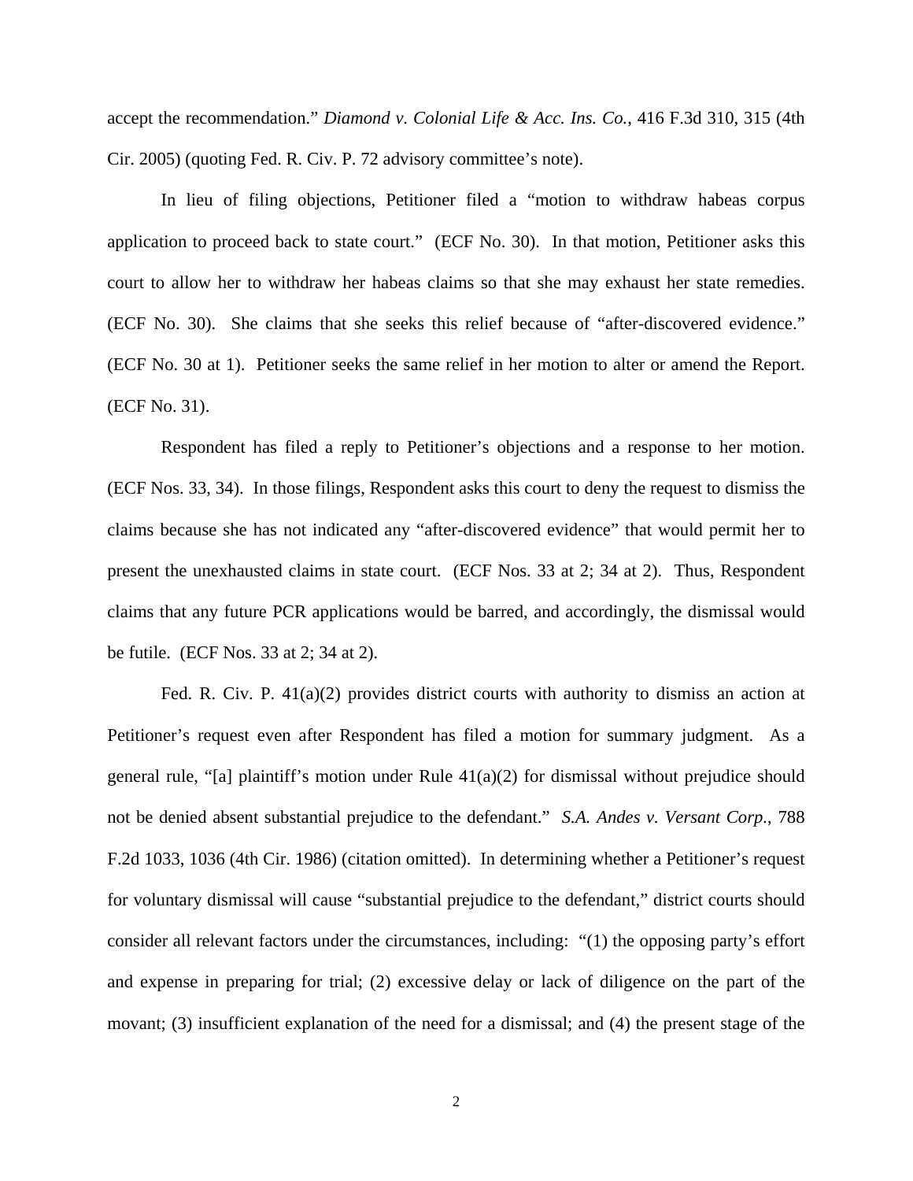accept the recommendation." *Diamond v. Colonial Life & Acc. Ins. Co.*, 416 F.3d 310, 315 (4th Cir. 2005) (quoting Fed. R. Civ. P. 72 advisory committee's note).

In lieu of filing objections, Petitioner filed a "motion to withdraw habeas corpus application to proceed back to state court." (ECF No. 30). In that motion, Petitioner asks this court to allow her to withdraw her habeas claims so that she may exhaust her state remedies. (ECF No. 30). She claims that she seeks this relief because of "after-discovered evidence." (ECF No. 30 at 1). Petitioner seeks the same relief in her motion to alter or amend the Report. (ECF No. 31).

Respondent has filed a reply to Petitioner's objections and a response to her motion. (ECF Nos. 33, 34). In those filings, Respondent asks this court to deny the request to dismiss the claims because she has not indicated any "after-discovered evidence" that would permit her to present the unexhausted claims in state court. (ECF Nos. 33 at 2; 34 at 2). Thus, Respondent claims that any future PCR applications would be barred, and accordingly, the dismissal would be futile. (ECF Nos. 33 at 2; 34 at 2).

Fed. R. Civ. P. 41(a)(2) provides district courts with authority to dismiss an action at Petitioner's request even after Respondent has filed a motion for summary judgment. As a general rule, "[a] plaintiff's motion under Rule 41(a)(2) for dismissal without prejudice should not be denied absent substantial prejudice to the defendant." *S.A. Andes v. Versant Corp.*, 788 F.2d 1033, 1036 (4th Cir. 1986) (citation omitted). In determining whether a Petitioner's request for voluntary dismissal will cause "substantial prejudice to the defendant," district courts should consider all relevant factors under the circumstances, including: "(1) the opposing party's effort and expense in preparing for trial; (2) excessive delay or lack of diligence on the part of the movant; (3) insufficient explanation of the need for a dismissal; and (4) the present stage of the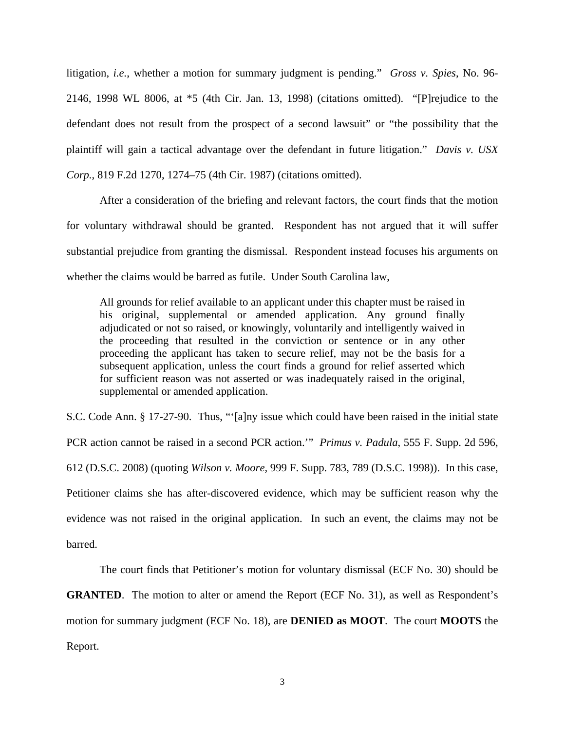litigation, *i.e.*, whether a motion for summary judgment is pending." *Gross v. Spies*, No. 96-2146, 1998 WL 8006, at *5 (4th Cir. Jan. 13, 1998) (citations omitted). "[P]rejudice to the defendant does not result from the prospect of a second lawsuit" or "the possibility that the plaintiff will gain a tactical advantage over the defendant in future litigation." *Davis v. USX Corp.*, 819 F.2d 1270, 1274–75 (4th Cir. 1987) (citations omitted).

After a consideration of the briefing and relevant factors, the court finds that the motion for voluntary withdrawal should be granted. Respondent has not argued that it will suffer substantial prejudice from granting the dismissal. Respondent instead focuses his arguments on whether the claims would be barred as futile. Under South Carolina law,

> All grounds for relief available to an applicant under this chapter must be raised in his original, supplemental or amended application. Any ground finally adjudicated or not so raised, or knowingly, voluntarily and intelligently waived in the proceeding that resulted in the conviction or sentence or in any other proceeding the applicant has taken to secure relief, may not be the basis for a subsequent application, unless the court finds a ground for relief asserted which for sufficient reason was not asserted or was inadequately raised in the original, supplemental or amended application.

S.C. Code Ann. § 17-27-90. Thus, "'[a]ny issue which could have been raised in the initial state PCR action cannot be raised in a second PCR action.'" *Primus v. Padula*, 555 F. Supp. 2d 596, 612 (D.S.C. 2008) (quoting *Wilson v. Moore*, 999 F. Supp. 783, 789 (D.S.C. 1998)). In this case, Petitioner claims she has after-discovered evidence, which may be sufficient reason why the evidence was not raised in the original application. In such an event, the claims may not be barred.

The court finds that Petitioner's motion for voluntary dismissal (ECF No. 30) should be **GRANTED**. The motion to alter or amend the Report (ECF No. 31), as well as Respondent's motion for summary judgment (ECF No. 18), are **DENIED as MOOT**. The court **MOOTS** the Report.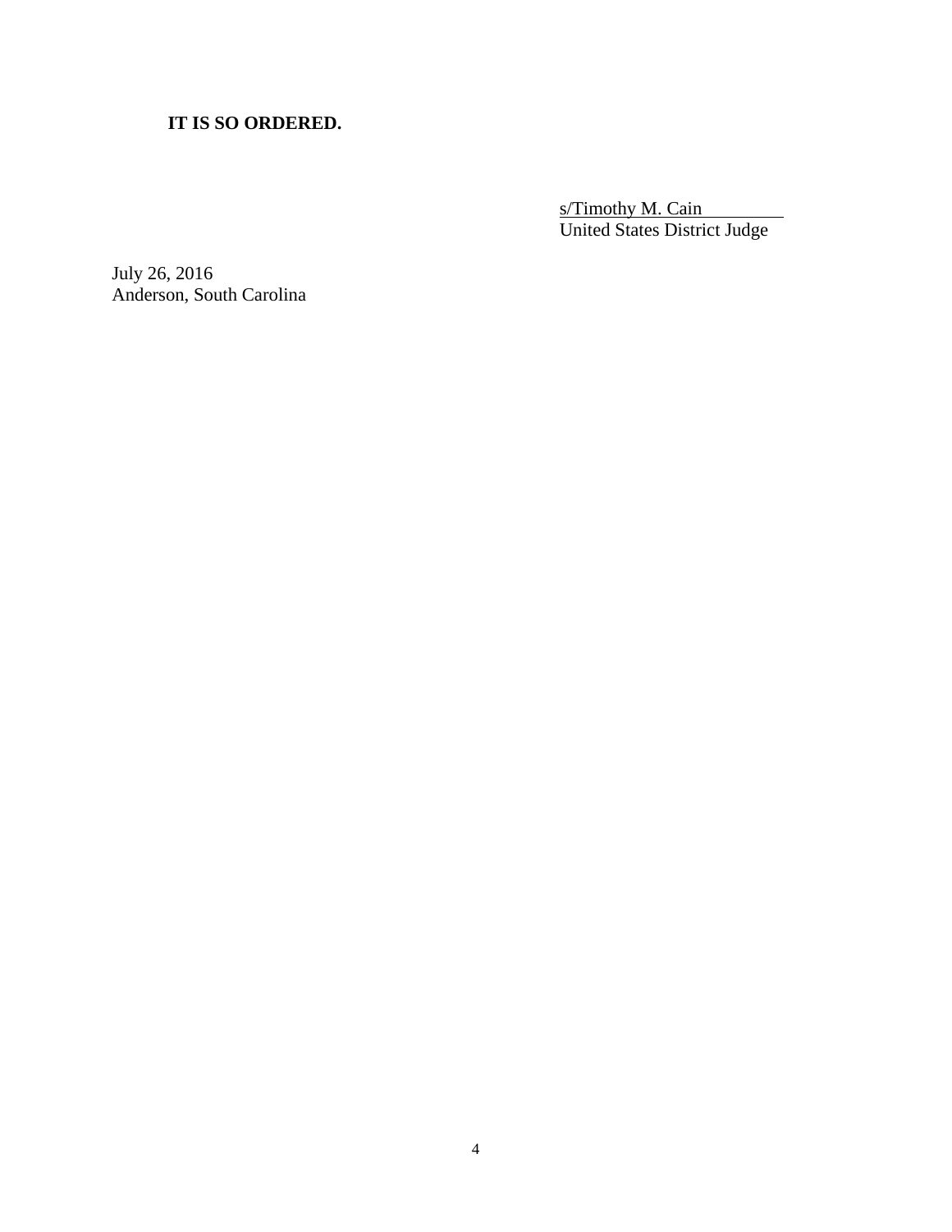**IT IS SO ORDERED.**

s/Timothy M. Cain
United States District Judge

July 26, 2016
Anderson, South Carolina